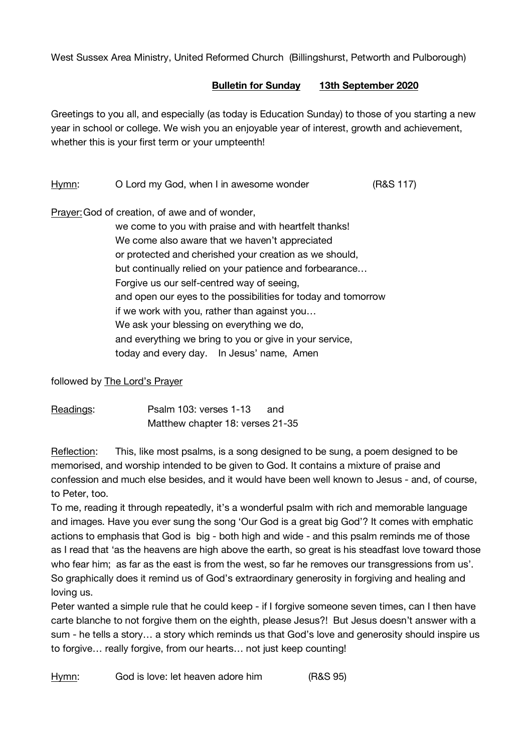West Sussex Area Ministry, United Reformed Church (Billingshurst, Petworth and Pulborough)

**Bulletin for Sunday 13th September 2020**

Greetings to you all, and especially (as today is Education Sunday) to those of you starting a new year in school or college. We wish you an enjoyable year of interest, growth and achievement, whether this is your first term or your umpteenth!

Hymn: O Lord my God, when I in awesome wonder (R&S 117)

Prayer: God of creation, of awe and of wonder,
we come to you with praise and with heartfelt thanks!
We come also aware that we haven't appreciated
or protected and cherished your creation as we should,
but continually relied on your patience and forbearance…
Forgive us our self-centred way of seeing,
and open our eyes to the possibilities for today and tomorrow
if we work with you, rather than against you…
We ask your blessing on everything we do,
and everything we bring to you or give in your service,
today and every day. In Jesus' name, Amen

followed by The Lord's Prayer

Readings: Psalm 103: verses 1-13 and
Matthew chapter 18: verses 21-35

Reflection: This, like most psalms, is a song designed to be sung, a poem designed to be memorised, and worship intended to be given to God. It contains a mixture of praise and confession and much else besides, and it would have been well known to Jesus - and, of course, to Peter, too.
To me, reading it through repeatedly, it's a wonderful psalm with rich and memorable language and images. Have you ever sung the song 'Our God is a great big God'? It comes with emphatic actions to emphasis that God is big - both high and wide - and this psalm reminds me of those as I read that 'as the heavens are high above the earth, so great is his steadfast love toward those who fear him; as far as the east is from the west, so far he removes our transgressions from us'. So graphically does it remind us of God's extraordinary generosity in forgiving and healing and loving us.
Peter wanted a simple rule that he could keep - if I forgive someone seven times, can I then have carte blanche to not forgive them on the eighth, please Jesus?! But Jesus doesn't answer with a sum - he tells a story… a story which reminds us that God's love and generosity should inspire us to forgive… really forgive, from our hearts… not just keep counting!

Hymn: God is love: let heaven adore him (R&S 95)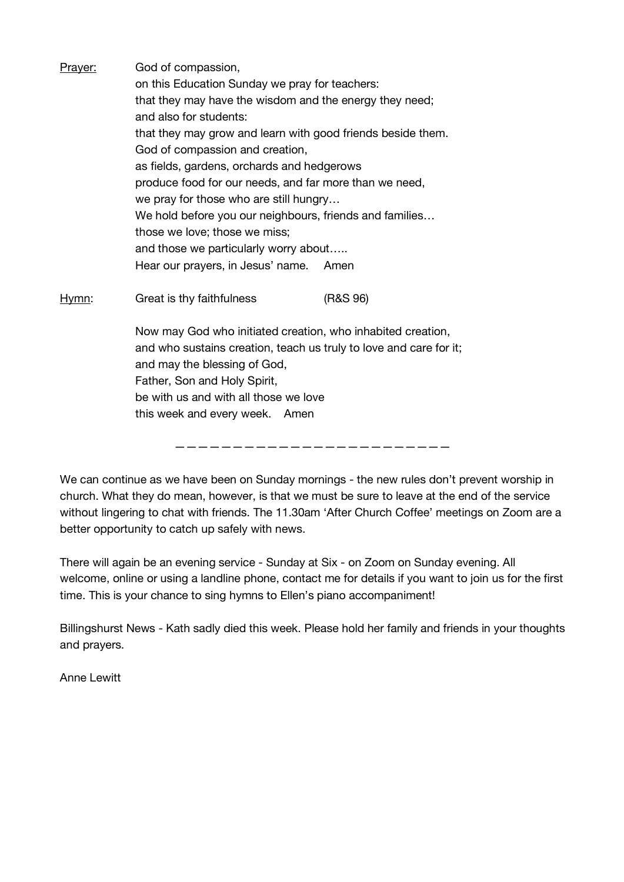<u>Prayer:</u> God of compassion,
on this Education Sunday we pray for teachers:
that they may have the wisdom and the energy they need;
and also for students:
that they may grow and learn with good friends beside them.
God of compassion and creation,
as fields, gardens, orchards and hedgerows
produce food for our needs, and far more than we need,
we pray for those who are still hungry…
We hold before you our neighbours, friends and families…
those we love; those we miss;
and those we particularly worry about…..
Hear our prayers, in Jesus' name. Amen

<u>Hymn</u>: Great is thy faithfulness (R&S 96)

Now may God who initiated creation, who inhabited creation,
and who sustains creation, teach us truly to love and care for it;
and may the blessing of God,
Father, Son and Holy Spirit,
be with us and with all those we love
this week and every week. Amen

---

We can continue as we have been on Sunday mornings - the new rules don't prevent worship in church. What they do mean, however, is that we must be sure to leave at the end of the service without lingering to chat with friends. The 11.30am 'After Church Coffee' meetings on Zoom are a better opportunity to catch up safely with news.

There will again be an evening service - Sunday at Six - on Zoom on Sunday evening. All welcome, online or using a landline phone, contact me for details if you want to join us for the first time. This is your chance to sing hymns to Ellen's piano accompaniment!

Billingshurst News - Kath sadly died this week. Please hold her family and friends in your thoughts and prayers.

Anne Lewitt